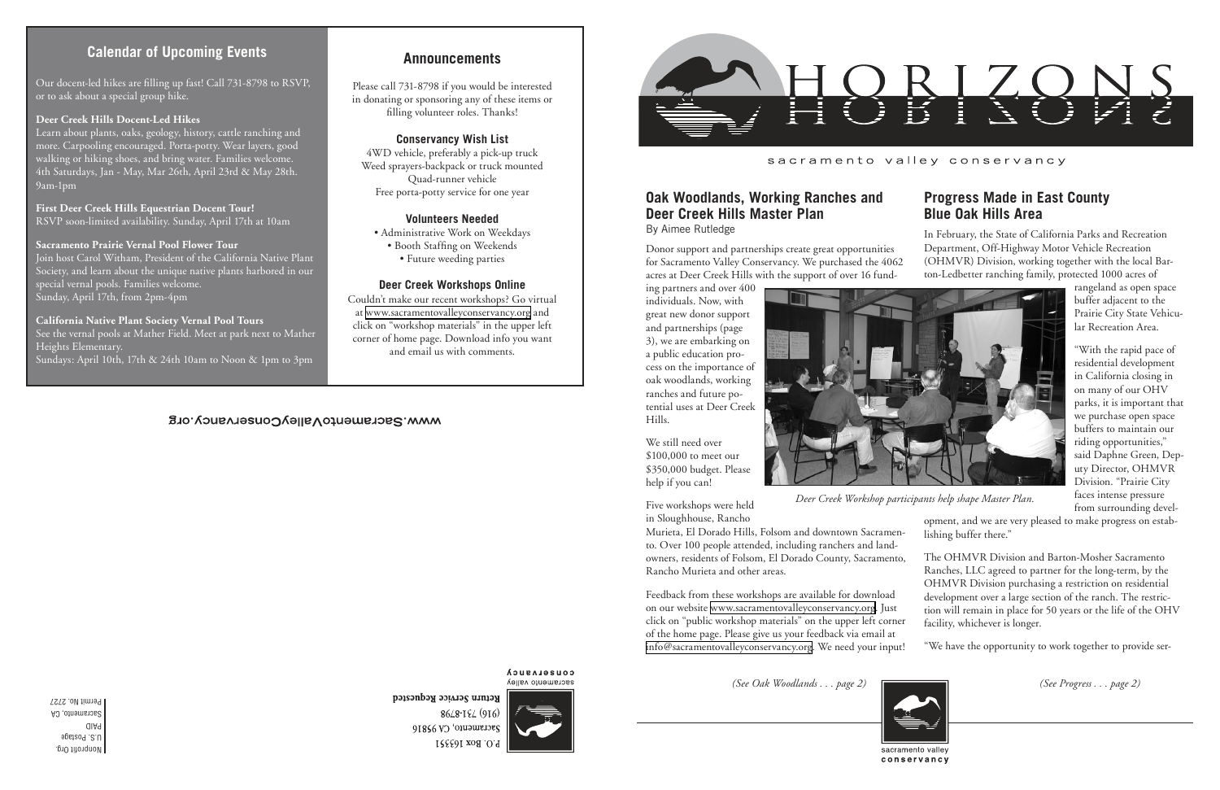## Calendar of Upcoming Events

Our docent-led hikes are filling up fast! Call 731-8798 to RSVP, or to ask about a special group hike.

**Deer Creek Hills Docent-Led Hikes**
Learn about plants, oaks, geology, history, cattle ranching and more. Carpooling encouraged. Porta-potty. Wear layers, good walking or hiking shoes, and bring water. Families welcome. 4th Saturdays, Jan - May, Mar 26th, April 23rd & May 28th. 9am-1pm

**First Deer Creek Hills Equestrian Docent Tour!**
RSVP soon-limited availability. Sunday, April 17th at 10am

**Sacramento Prairie Vernal Pool Flower Tour**
Join host Carol Witham, President of the California Native Plant Society, and learn about the unique native plants harbored in our special vernal pools. Families welcome.
Sunday, April 17th, from 2pm-4pm

**California Native Plant Society Vernal Pool Tours**
See the vernal pools at Mather Field. Meet at park next to Mather Heights Elementary.
Sundays: April 10th, 17th & 24th 10am to Noon & 1pm to 3pm

## Announcements

Please call 731-8798 if you would be interested in donating or sponsoring any of these items or filling volunteer roles. Thanks!

### Conservancy Wish List

4WD vehicle, preferably a pick-up truck
Weed sprayers-backpack or truck mounted
Quad-runner vehicle
Free porta-potty service for one year

### Volunteers Needed

- Administrative Work on Weekdays
- Booth Staffing on Weekends
- Future weeding parties

### Deer Creek Workshops Online

Couldn't make our recent workshops? Go virtual at www.sacramentovalleyconservancy.org and click on "workshop materials" in the upper left corner of home page. Download info you want and email us with comments.

www.SacramentoValleyConservancy.org

P.O. Box 163351
Sacramento, CA 95816
(916) 731-8798
**Return Service Requested**

sacramento valley conservancy

Nonprofit Org.
U.S. Postage
PAID
Sacramento, CA
Permit No. 2727

# HORIZONS

sacramento valley conservancy

## Oak Woodlands, Working Ranches and Deer Creek Hills Master Plan

By Aimee Rutledge

Donor support and partnerships create great opportunities for Sacramento Valley Conservancy. We purchased the 4062 acres at Deer Creek Hills with the support of over 16 funding partners and over 400 individuals. Now, with great new donor support and partnerships (page 3), we are embarking on a public education process on the importance of oak woodlands, working ranches and future potential uses at Deer Creek Hills.

We still need over $100,000 to meet our $350,000 budget. Please help if you can!

*Deer Creek Workshop participants help shape Master Plan.*

Five workshops were held in Sloughhouse, Rancho Murieta, El Dorado Hills, Folsom and downtown Sacramento. Over 100 people attended, including ranchers and landowners, residents of Folsom, El Dorado County, Sacramento, Rancho Murieta and other areas.

Feedback from these workshops are available for download on our website www.sacramentovalleyconservancy.org. Just click on "public workshop materials" on the upper left corner of the home page. Please give us your feedback via email at info@sacramentovalleyconservancy.org. We need your input!

*(See Oak Woodlands . . . page 2)*

## Progress Made in East County Blue Oak Hills Area

In February, the State of California Parks and Recreation Department, Off-Highway Motor Vehicle Recreation (OHMVR) Division, working together with the local Barton-Ledbetter ranching family, protected 1000 acres of rangeland as open space buffer adjacent to the Prairie City State Vehicular Recreation Area.

"With the rapid pace of residential development in California closing in on many of our OHV parks, it is important that we purchase open space buffers to maintain our riding opportunities," said Daphne Green, Deputy Director, OHMVR Division. "Prairie City faces intense pressure from surrounding development, and we are very pleased to make progress on establishing buffer there."

The OHMVR Division and Barton-Mosher Sacramento Ranches, LLC agreed to partner for the long-term, by the OHMVR Division purchasing a restriction on residential development over a large section of the ranch. The restriction will remain in place for 50 years or the life of the OHV facility, whichever is longer.

"We have the opportunity to work together to provide ser-

*(See Progress . . . page 2)*

sacramento valley conservancy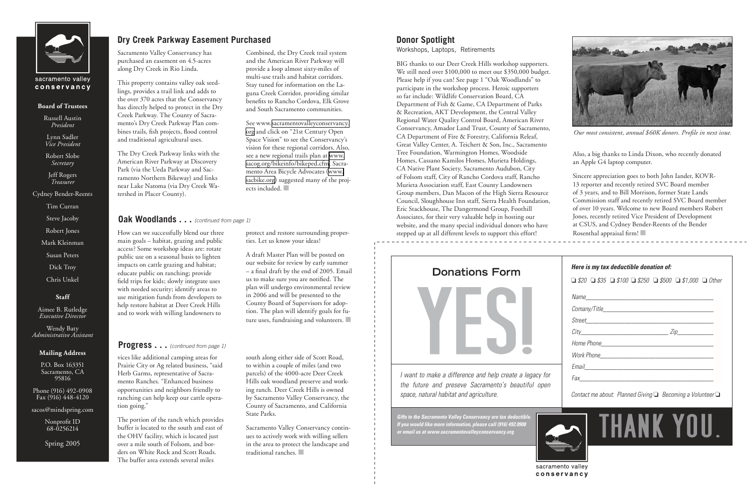sacramento valley **conservancy**

**Board of Trustees**

Russell Austin
*President*

Lynn Sadler
*Vice President*

Robert Slobe
*Secretary*

Jeff Rogers
*Treasurer*

Cydney Bender-Reents

Tim Curran

Steve Jacoby

Robert Jones

Mark Kleinman

Susan Peters

Dick Troy

Chris Unkel

**Staff**

Aimee B. Rutledge
*Executive Director*

Wendy Baty
*Administrative Assistant*

**Mailing Address**

P.O. Box 163351
Sacramento, CA
95816

Phone (916) 492-0908
Fax (916) 448-4120

sacos@mindspring.com

Nonprofit ID
68-0256214

Spring 2005

## Dry Creek Parkway Easement Purchased

Sacramento Valley Conservancy has purchased an easement on 4.5-acres along Dry Creek in Rio Linda.

This property contains valley oak seedlings, provides a trail link and adds to the over 370 acres that the Conservancy has directly helped to protect in the Dry Creek Parkway. The County of Sacramento's Dry Creek Parkway Plan combines trails, fish projects, flood control and traditional agricultural uses.

The Dry Creek Parkway links with the American River Parkway at Discovery Park (via the Ueda Parkway and Sacramento Northern Bikeway) and links near Lake Natoma (via Dry Creek Watershed in Placer County).

Combined, the Dry Creek trail system and the American River Parkway will provide a loop almost sixty-miles of multi-use trails and habitat corridors. Stay tuned for information on the Laguna Creek Corridor, providing similar benefits to Rancho Cordova, Elk Grove and South Sacramento communities.

See www.sacramentovalleyconservancy.org and click on "21st Century Open Space Vision" to see the Conservancy's vision for these regional corridors. Also, see a new regional trails plan at www.sacog.org/bikeinfo/bikeped.cfm. Sacramento Area Bicycle Advocates (www.sacbike.org) suggested many of the projects included.

## Oak Woodlands . . . *(continued from page 1)*

How can we successfully blend our three main goals – habitat, grazing and public access? Some workshop ideas are: rotate public use on a seasonal basis to lighten impacts on cattle grazing and habitat; educate public on ranching; provide field trips for kids; slowly integrate uses with needed security; identify areas to use mitigation funds from developers to help restore habitat at Deer Creek Hills and to work with willing landowners to protect and restore surrounding properties. Let us know your ideas!

A draft Master Plan will be posted on our website for review by early summer – a final draft by the end of 2005. Email us to make sure you are notified. The plan will undergo environmental review in 2006 and will be presented to the County Board of Supervisors for adoption. The plan will identify goals for future uses, fundraising and volunteers.

## Progress . . . *(continued from page 1)*

vices like additional camping areas for Prairie City or Ag related business, "said Herb Garms, representative of Sacramento Ranches. "Enhanced business opportunities and neighbors friendly to ranching can help keep our cattle operation going."

The portion of the ranch which provides buffer is located to the south and east of the OHV facility, which is located just over a mile south of Folsom, and borders on White Rock and Scott Roads. The buffer area extends several miles south along either side of Scott Road, to within a couple of miles (and two parcels) of the 4000-acre Deer Creek Hills oak woodland preserve and working ranch. Deer Creek Hills is owned by Sacramento Valley Conservancy, the County of Sacramento, and California State Parks.

Sacramento Valley Conservancy continues to actively work with willing sellers in the area to protect the landscape and traditional ranches.

## Donor Spotlight

Workshops, Laptops, Retirements

BIG thanks to our Deer Creek Hills workshop supporters. We still need over $100,000 to meet our $350,000 budget. Please help if you can! See page 1 "Oak Woodlands" to participate in the workshop process. Heroic supporters so far include: Wildlife Conservation Board, CA Department of Fish & Game, CA Department of Parks & Recreation, AKT Development, the Central Valley Regional Water Quality Control Board, American River Conservancy, Amador Land Trust, County of Sacramento, CA Department of Fire & Forestry, California Releaf, Great Valley Center, A. Teichert & Son, Inc., Sacramento Tree Foundation, Warmington Homes, Woodside Homes, Cassano Kamilos Homes, Murieta Holdings, CA Native Plant Society, Sacramento Audubon, City of Folsom staff, City of Rancho Cordova staff, Rancho Murieta Association staff, East County Landowners Group members, Dan Macon of the High Sierra Resource Council, Sloughhouse Inn staff, Sierra Health Foundation, Eric Stackhouse, The Dangermond Group, Foothill Associates, for their very valuable help in hosting our website, and the many special individual donors who have stepped up at all different levels to support this effort!

*Our most consistent, annual $60K donors. Profile in next issue.*

Also, a big thanks to Linda Dixon, who recently donated an Apple G4 laptop computer.

Sincere appreciation goes to both John Iander, KOVR-13 reporter and recently retired SVC Board member of 3 years, and to Bill Morrison, former State Lands Commission staff and recently retired SVC Board member of over 10 years. Welcome to new Board members Robert Jones, recently retired Vice President of Development at CSUS, and Cydney Bender-Reents of the Bender Rosenthal appraisal firm!

## Donations Form

# YES!

*I want to make a difference and help create a legacy for the future and preseve Sacramento's beautiful open space, natural habitat and agriculture.*

***Gifts to the Sacramento Valley Conservancy are tax deductible. If you would like more information, please call (916) 492.0908 or email us at www.sacramentovalleyconservancy.org***

***Here is my tax deductible donation of:***

❑ $20 ❑ $35 ❑ $100 ❑ $250 ❑ $500 ❑ $1,000 ❑ Other

Name\_\_\_\_\_\_\_\_\_\_\_\_\_\_\_\_\_\_\_\_\_\_\_\_\_\_\_\_\_\_\_\_\_\_\_\_

Comany/Title\_\_\_\_\_\_\_\_\_\_\_\_\_\_\_\_\_\_\_\_\_\_\_\_\_\_\_\_\_\_

Street\_\_\_\_\_\_\_\_\_\_\_\_\_\_\_\_\_\_\_\_\_\_\_\_\_\_\_\_\_\_\_\_\_\_\_\_

City\_\_\_\_\_\_\_\_\_\_\_\_\_\_\_\_\_\_\_\_\_\_\_ Zip\_\_\_\_\_\_\_\_\_\_

Home Phone\_\_\_\_\_\_\_\_\_\_\_\_\_\_\_\_\_\_\_\_\_\_\_\_\_\_\_\_\_\_

Work Phone\_\_\_\_\_\_\_\_\_\_\_\_\_\_\_\_\_\_\_\_\_\_\_\_\_\_\_\_\_\_

Email\_\_\_\_\_\_\_\_\_\_\_\_\_\_\_\_\_\_\_\_\_\_\_\_\_\_\_\_\_\_\_\_\_\_\_\_

Fax\_\_\_\_\_\_\_\_\_\_\_\_\_\_\_\_\_\_\_\_\_\_\_\_\_\_\_\_\_\_\_\_\_\_\_\_\_

*Contact me about: Planned Giving* ❑ *Becoming a Volunteer* ❑

# THANK YOU.

sacramento valley **conservancy**